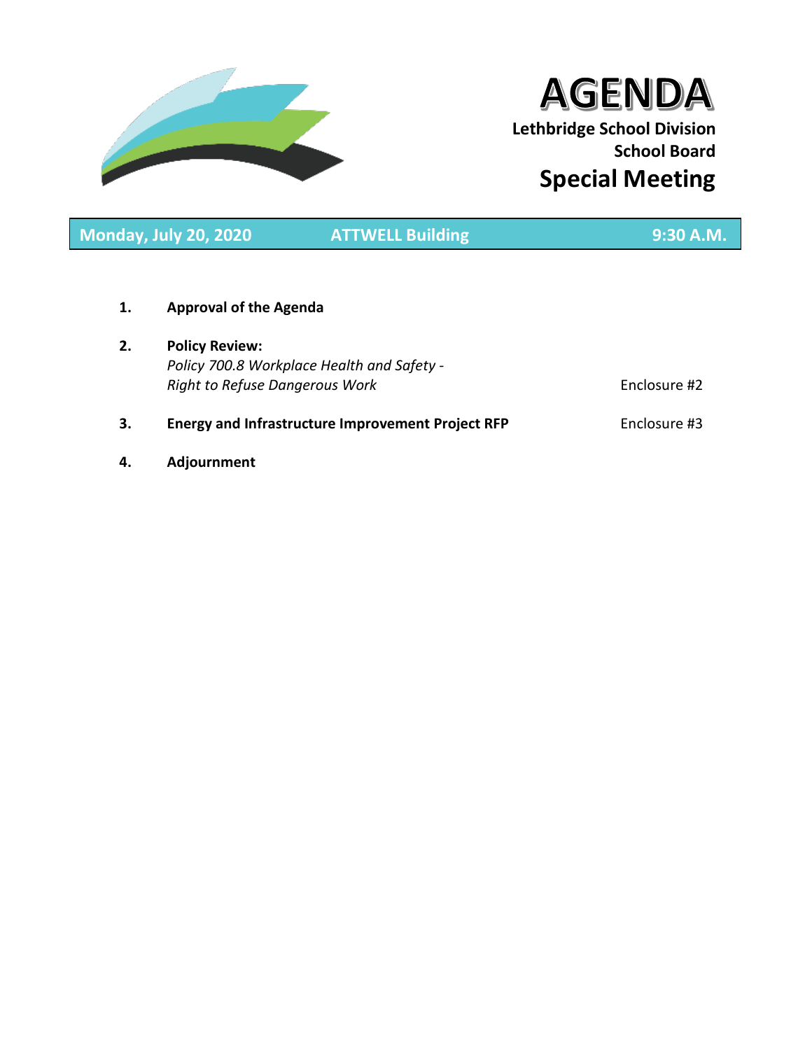# AGENDA

**Lethbridge School Division**
**School Board**

## Special Meeting

**Monday, July 20, 2020** | **ATTWELL Building** | **9:30 A.M.**

1. **Approval of the Agenda**

2. **Policy Review:**
   *Policy 700.8 Workplace Health and Safety -*
   *Right to Refuse Dangerous Work* — Enclosure #2

3. **Energy and Infrastructure Improvement Project RFP** — Enclosure #3

4. **Adjournment**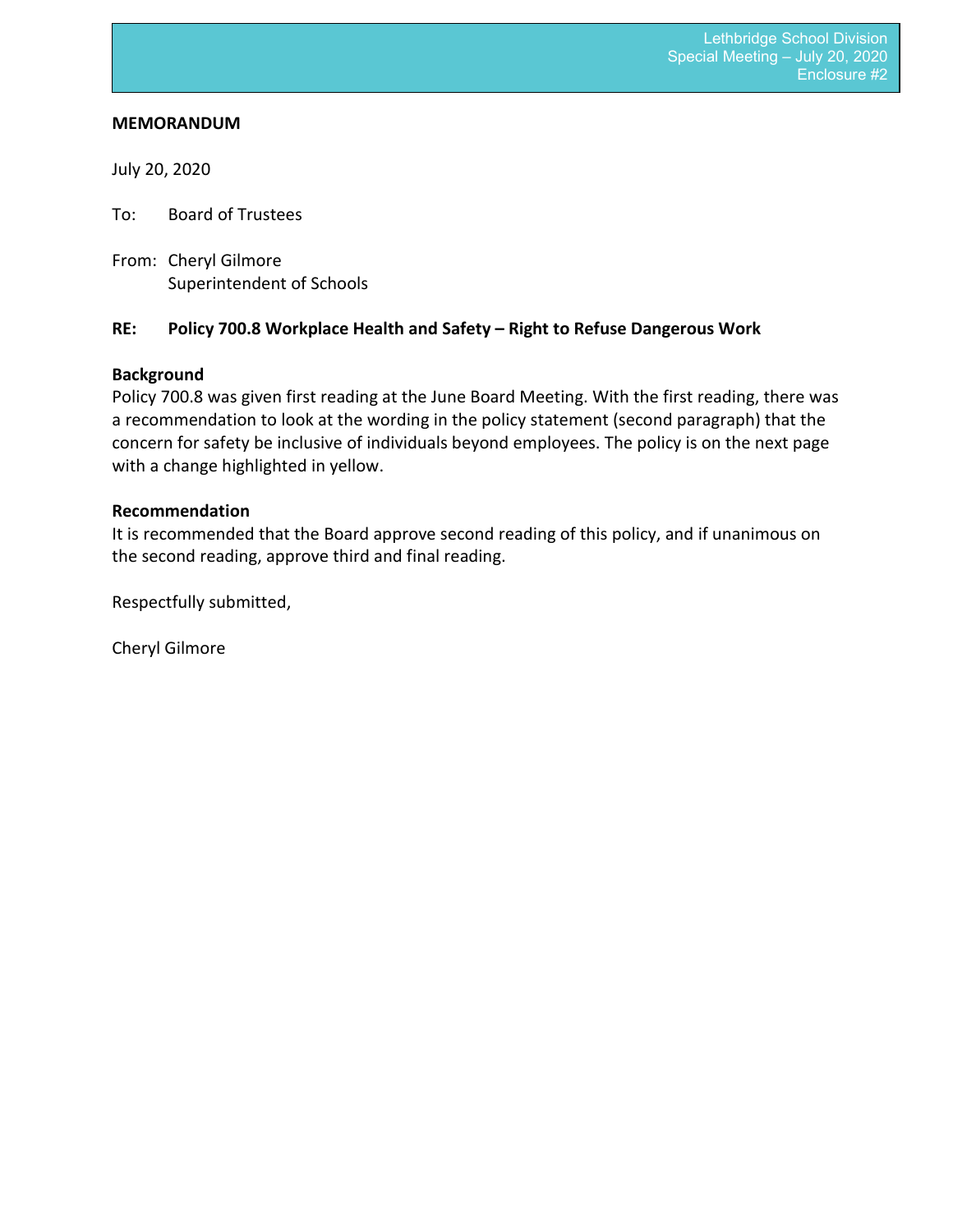Lethbridge School Division
Special Meeting – July 20, 2020
Enclosure #2

**MEMORANDUM**

July 20, 2020

To: Board of Trustees

From: Cheryl Gilmore
Superintendent of Schools

**RE: Policy 700.8 Workplace Health and Safety – Right to Refuse Dangerous Work**

**Background**
Policy 700.8 was given first reading at the June Board Meeting. With the first reading, there was a recommendation to look at the wording in the policy statement (second paragraph) that the concern for safety be inclusive of individuals beyond employees. The policy is on the next page with a change highlighted in yellow.

**Recommendation**
It is recommended that the Board approve second reading of this policy, and if unanimous on the second reading, approve third and final reading.

Respectfully submitted,

Cheryl Gilmore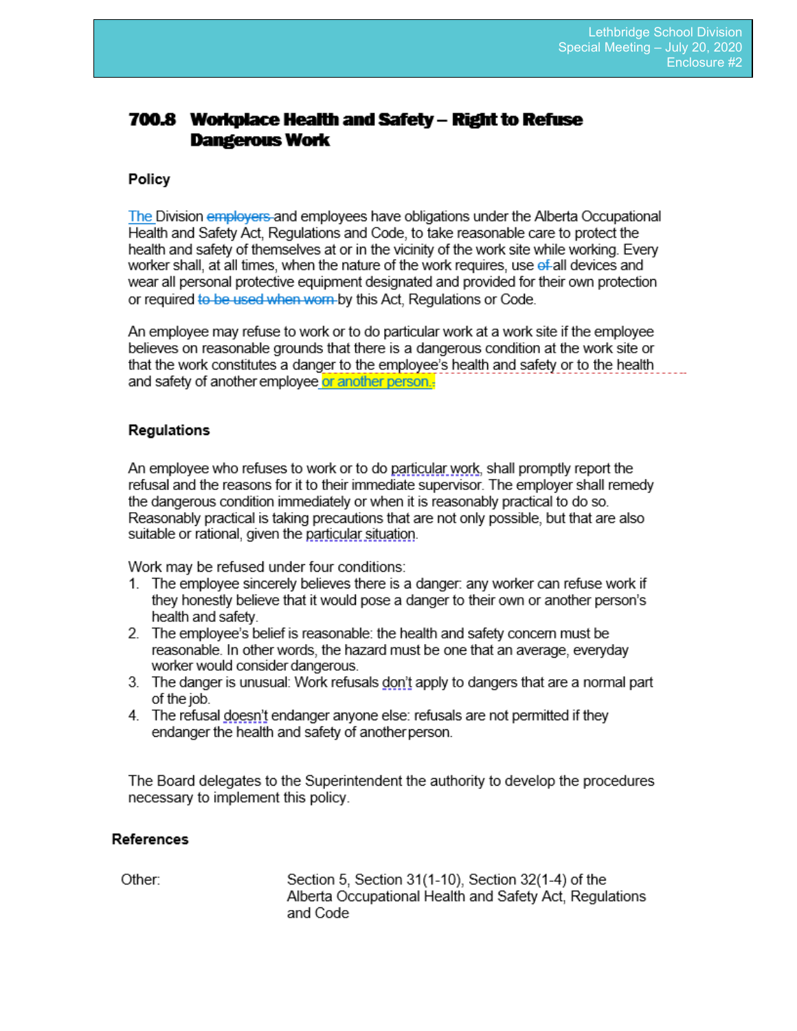# 700.8 Workplace Health and Safety – Right to Refuse Dangerous Work

## Policy

The Division ~~employers~~ and employees have obligations under the Alberta Occupational Health and Safety Act, Regulations and Code, to take reasonable care to protect the health and safety of themselves at or in the vicinity of the work site while working. Every worker shall, at all times, when the nature of the work requires, use ~~of~~ all devices and wear all personal protective equipment designated and provided for their own protection or required ~~to be used when worn~~ by this Act, Regulations or Code.

An employee may refuse to work or to do particular work at a work site if the employee believes on reasonable grounds that there is a dangerous condition at the work site or that the work constitutes a danger to the employee's health and safety or to the health and safety of another employee or another person.

## Regulations

An employee who refuses to work or to do particular work, shall promptly report the refusal and the reasons for it to their immediate supervisor. The employer shall remedy the dangerous condition immediately or when it is reasonably practical to do so. Reasonably practical is taking precautions that are not only possible, but that are also suitable or rational, given the particular situation.

Work may be refused under four conditions:

1. The employee sincerely believes there is a danger: any worker can refuse work if they honestly believe that it would pose a danger to their own or another person's health and safety.
2. The employee's belief is reasonable: the health and safety concern must be reasonable. In other words, the hazard must be one that an average, everyday worker would consider dangerous.
3. The danger is unusual: Work refusals don't apply to dangers that are a normal part of the job.
4. The refusal doesn't endanger anyone else: refusals are not permitted if they endanger the health and safety of another person.

The Board delegates to the Superintendent the authority to develop the procedures necessary to implement this policy.

## References

| | |
|---|---|
| Other: | Section 5, Section 31(1-10), Section 32(1-4) of the Alberta Occupational Health and Safety Act, Regulations and Code |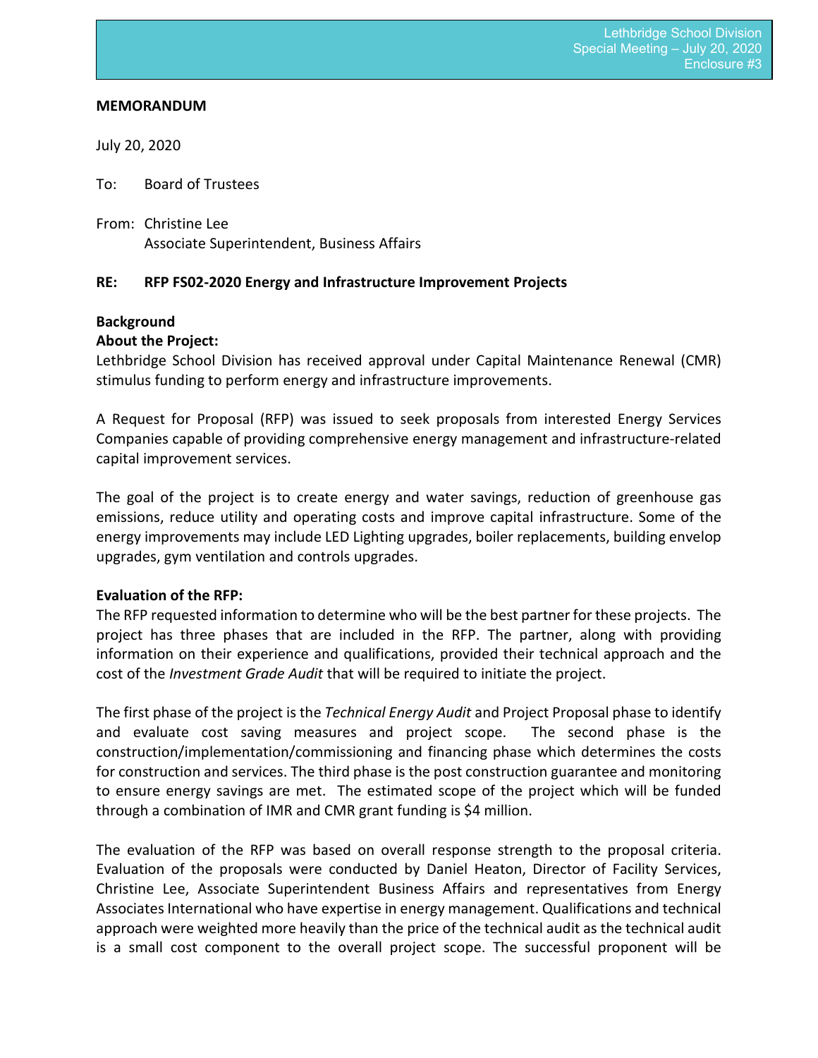**MEMORANDUM**

July 20, 2020

To: Board of Trustees

From: Christine Lee
Associate Superintendent, Business Affairs

**RE: RFP FS02-2020 Energy and Infrastructure Improvement Projects**

**Background**

**About the Project:**

Lethbridge School Division has received approval under Capital Maintenance Renewal (CMR) stimulus funding to perform energy and infrastructure improvements.

A Request for Proposal (RFP) was issued to seek proposals from interested Energy Services Companies capable of providing comprehensive energy management and infrastructure-related capital improvement services.

The goal of the project is to create energy and water savings, reduction of greenhouse gas emissions, reduce utility and operating costs and improve capital infrastructure. Some of the energy improvements may include LED Lighting upgrades, boiler replacements, building envelop upgrades, gym ventilation and controls upgrades.

**Evaluation of the RFP:**

The RFP requested information to determine who will be the best partner for these projects. The project has three phases that are included in the RFP. The partner, along with providing information on their experience and qualifications, provided their technical approach and the cost of the *Investment Grade Audit* that will be required to initiate the project.

The first phase of the project is the *Technical Energy Audit* and Project Proposal phase to identify and evaluate cost saving measures and project scope. The second phase is the construction/implementation/commissioning and financing phase which determines the costs for construction and services. The third phase is the post construction guarantee and monitoring to ensure energy savings are met. The estimated scope of the project which will be funded through a combination of IMR and CMR grant funding is $4 million.

The evaluation of the RFP was based on overall response strength to the proposal criteria. Evaluation of the proposals were conducted by Daniel Heaton, Director of Facility Services, Christine Lee, Associate Superintendent Business Affairs and representatives from Energy Associates International who have expertise in energy management. Qualifications and technical approach were weighted more heavily than the price of the technical audit as the technical audit is a small cost component to the overall project scope. The successful proponent will be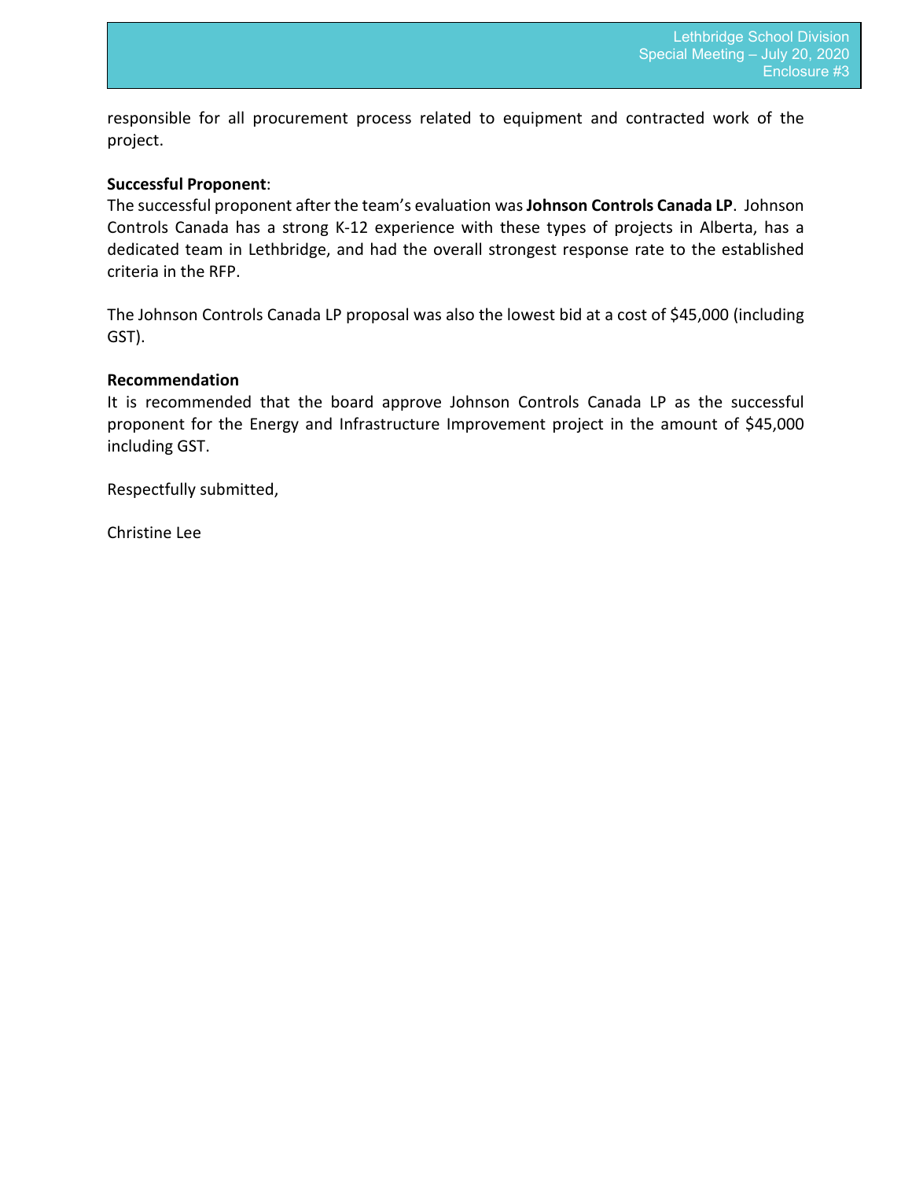responsible for all procurement process related to equipment and contracted work of the project.

**Successful Proponent**:

The successful proponent after the team's evaluation was **Johnson Controls Canada LP**. Johnson Controls Canada has a strong K-12 experience with these types of projects in Alberta, has a dedicated team in Lethbridge, and had the overall strongest response rate to the established criteria in the RFP.

The Johnson Controls Canada LP proposal was also the lowest bid at a cost of $45,000 (including GST).

**Recommendation**

It is recommended that the board approve Johnson Controls Canada LP as the successful proponent for the Energy and Infrastructure Improvement project in the amount of $45,000 including GST.

Respectfully submitted,

Christine Lee